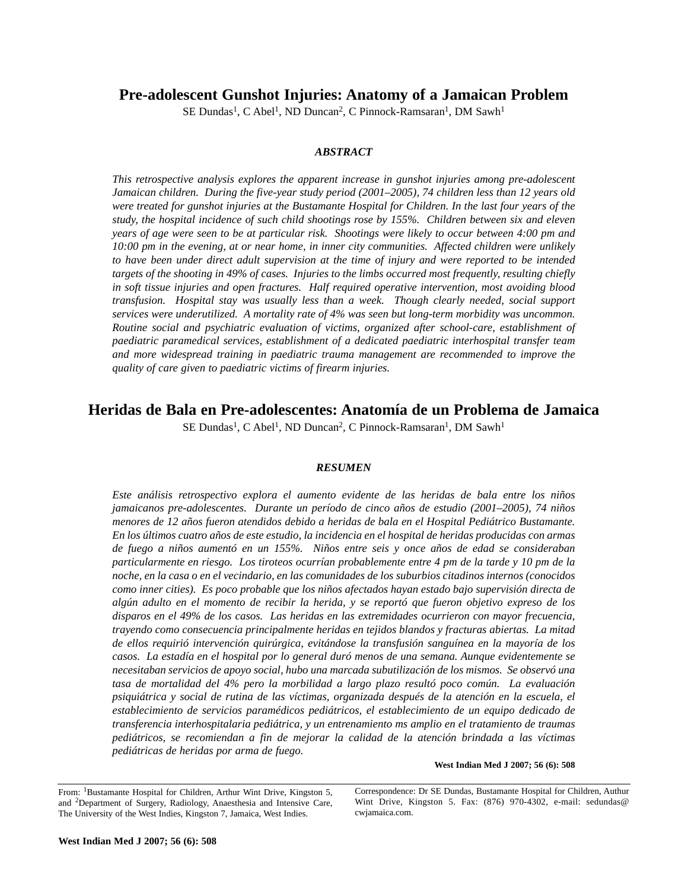# Pre-adolescent Gunshot Injuries: Anatomy of a Jamaican Problem

SE Dundas[1], C Abel[1], ND Duncan[2], C Pinnock-Ramsaran[1], DM Sawh[1]

### ABSTRACT

*This retrospective analysis explores the apparent increase in gunshot injuries among pre-adolescent Jamaican children. During the five-year study period (2001–2005), 74 children less than 12 years old were treated for gunshot injuries at the Bustamante Hospital for Children. In the last four years of the study, the hospital incidence of such child shootings rose by 155%. Children between six and eleven years of age were seen to be at particular risk. Shootings were likely to occur between 4:00 pm and 10:00 pm in the evening, at or near home, in inner city communities. Affected children were unlikely to have been under direct adult supervision at the time of injury and were reported to be intended targets of the shooting in 49% of cases. Injuries to the limbs occurred most frequently, resulting chiefly in soft tissue injuries and open fractures. Half required operative intervention, most avoiding blood transfusion. Hospital stay was usually less than a week. Though clearly needed, social support services were underutilized. A mortality rate of 4% was seen but long-term morbidity was uncommon. Routine social and psychiatric evaluation of victims, organized after school-care, establishment of paediatric paramedical services, establishment of a dedicated paediatric interhospital transfer team and more widespread training in paediatric trauma management are recommended to improve the quality of care given to paediatric victims of firearm injuries.*

# Heridas de Bala en Pre-adolescentes: Anatomía de un Problema de Jamaica

SE Dundas[1], C Abel[1], ND Duncan[2], C Pinnock-Ramsaran[1], DM Sawh[1]

### RESUMEN

*Este análisis retrospectivo explora el aumento evidente de las heridas de bala entre los niños jamaicanos pre-adolescentes. Durante un período de cinco años de estudio (2001–2005), 74 niños menores de 12 años fueron atendidos debido a heridas de bala en el Hospital Pediátrico Bustamante. En los últimos cuatro años de este estudio, la incidencia en el hospital de heridas producidas con armas de fuego a niños aumentó en un 155%. Niños entre seis y once años de edad se consideraban particularmente en riesgo. Los tiroteos ocurrían probablemente entre 4 pm de la tarde y 10 pm de la noche, en la casa o en el vecindario, en las comunidades de los suburbios citadinos internos (conocidos como inner cities). Es poco probable que los niños afectados hayan estado bajo supervisión directa de algún adulto en el momento de recibir la herida, y se reportó que fueron objetivo expreso de los disparos en el 49% de los casos. Las heridas en las extremidades ocurrieron con mayor frecuencia, trayendo como consecuencia principalmente heridas en tejidos blandos y fracturas abiertas. La mitad de ellos requirió intervención quirúrgica, evitándose la transfusión sanguínea en la mayoría de los casos. La estadía en el hospital por lo general duró menos de una semana. Aunque evidentemente se necesitaban servicios de apoyo social, hubo una marcada subutilización de los mismos. Se observó una tasa de mortalidad del 4% pero la morbilidad a largo plazo resultó poco común. La evaluación psiquiátrica y social de rutina de las víctimas, organizada después de la atención en la escuela, el establecimiento de servicios paramédicos pediátricos, el establecimiento de un equipo dedicado de transferencia interhospitalaria pediátrica, y un entrenamiento ms amplio en el tratamiento de traumas pediátricos, se recomiendan a fin de mejorar la calidad de la atención brindada a las víctimas pediátricas de heridas por arma de fuego.*

**West Indian Med J 2007; 56 (6): 508**

---

From: [1]Bustamante Hospital for Children, Arthur Wint Drive, Kingston 5, and [2]Department of Surgery, Radiology, Anaesthesia and Intensive Care, The University of the West Indies, Kingston 7, Jamaica, West Indies.

Correspondence: Dr SE Dundas, Bustamante Hospital for Children, Authur Wint Drive, Kingston 5. Fax: (876) 970-4302, e-mail: sedundas@cwjamaica.com.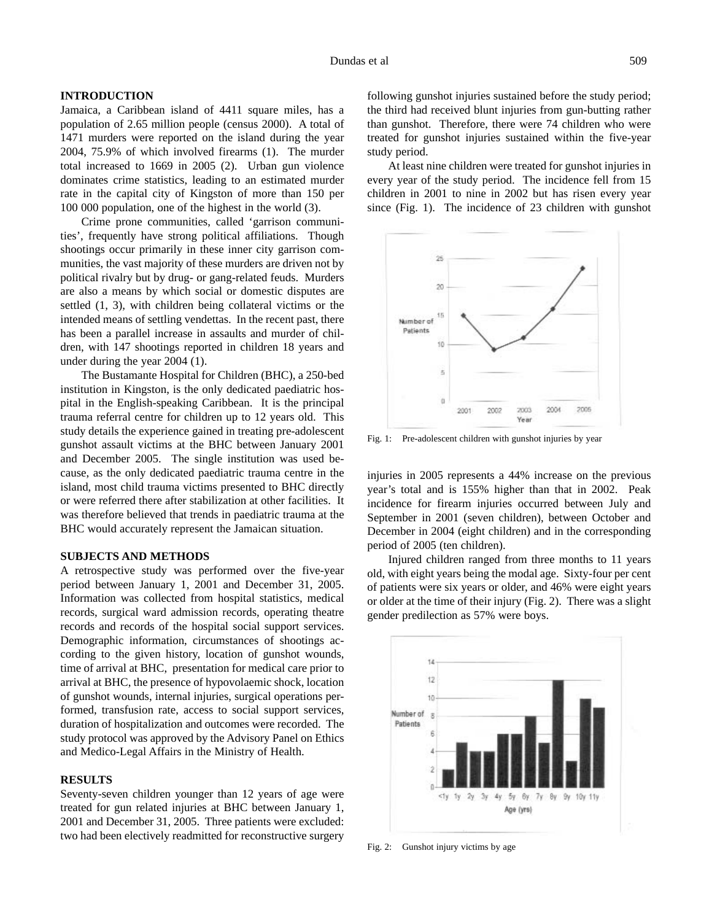## INTRODUCTION

Jamaica, a Caribbean island of 4411 square miles, has a population of 2.65 million people (census 2000). A total of 1471 murders were reported on the island during the year 2004, 75.9% of which involved firearms (1). The murder total increased to 1669 in 2005 (2). Urban gun violence dominates crime statistics, leading to an estimated murder rate in the capital city of Kingston of more than 150 per 100 000 population, one of the highest in the world (3).

Crime prone communities, called 'garrison communities', frequently have strong political affiliations. Though shootings occur primarily in these inner city garrison communities, the vast majority of these murders are driven not by political rivalry but by drug- or gang-related feuds. Murders are also a means by which social or domestic disputes are settled (1, 3), with children being collateral victims or the intended means of settling vendettas. In the recent past, there has been a parallel increase in assaults and murder of children, with 147 shootings reported in children 18 years and under during the year 2004 (1).

The Bustamante Hospital for Children (BHC), a 250-bed institution in Kingston, is the only dedicated paediatric hospital in the English-speaking Caribbean. It is the principal trauma referral centre for children up to 12 years old. This study details the experience gained in treating pre-adolescent gunshot assault victims at the BHC between January 2001 and December 2005. The single institution was used because, as the only dedicated paediatric trauma centre in the island, most child trauma victims presented to BHC directly or were referred there after stabilization at other facilities. It was therefore believed that trends in paediatric trauma at the BHC would accurately represent the Jamaican situation.

## SUBJECTS AND METHODS

A retrospective study was performed over the five-year period between January 1, 2001 and December 31, 2005. Information was collected from hospital statistics, medical records, surgical ward admission records, operating theatre records and records of the hospital social support services. Demographic information, circumstances of shootings according to the given history, location of gunshot wounds, time of arrival at BHC, presentation for medical care prior to arrival at BHC, the presence of hypovolaemic shock, location of gunshot wounds, internal injuries, surgical operations performed, transfusion rate, access to social support services, duration of hospitalization and outcomes were recorded. The study protocol was approved by the Advisory Panel on Ethics and Medico-Legal Affairs in the Ministry of Health.

## RESULTS

Seventy-seven children younger than 12 years of age were treated for gun related injuries at BHC between January 1, 2001 and December 31, 2005. Three patients were excluded: two had been electively readmitted for reconstructive surgery following gunshot injuries sustained before the study period; the third had received blunt injuries from gun-butting rather than gunshot. Therefore, there were 74 children who were treated for gunshot injuries sustained within the five-year study period.

At least nine children were treated for gunshot injuries in every year of the study period. The incidence fell from 15 children in 2001 to nine in 2002 but has risen every year since (Fig. 1). The incidence of 23 children with gunshot injuries in 2005 represents a 44% increase on the previous year's total and is 155% higher than that in 2002. Peak incidence for firearm injuries occurred between July and September in 2001 (seven children), between October and December in 2004 (eight children) and in the corresponding period of 2005 (ten children).

Fig. 1: Pre-adolescent children with gunshot injuries by year

Injured children ranged from three months to 11 years old, with eight years being the modal age. Sixty-four per cent of patients were six years or older, and 46% were eight years or older at the time of their injury (Fig. 2). There was a slight gender predilection as 57% were boys.

Fig. 2: Gunshot injury victims by age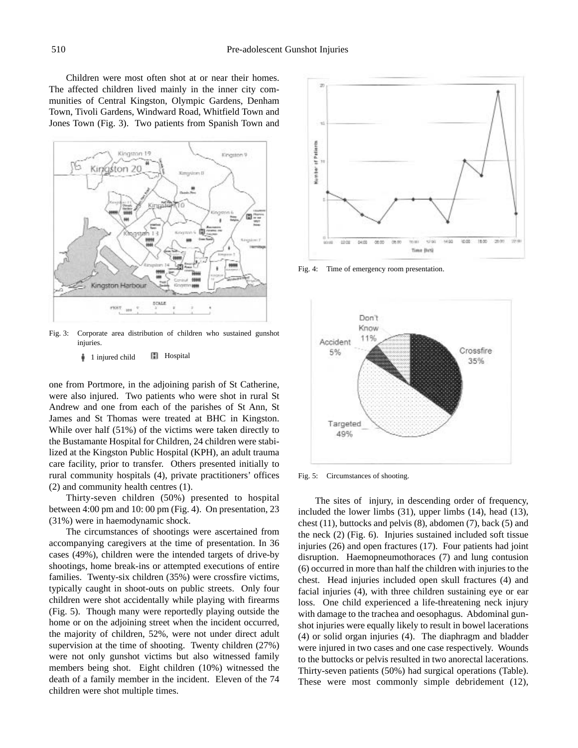Children were most often shot at or near their homes. The affected children lived mainly in the inner city communities of Central Kingston, Olympic Gardens, Denham Town, Tivoli Gardens, Windward Road, Whitfield Town and Jones Town (Fig. 3). Two patients from Spanish Town and one from Portmore, in the adjoining parish of St Catherine, were also injured. Two patients who were shot in rural St Andrew and one from each of the parishes of St Ann, St James and St Thomas were treated at BHC in Kingston. While over half (51%) of the victims were taken directly to the Bustamante Hospital for Children, 24 children were stabilized at the Kingston Public Hospital (KPH), an adult trauma care facility, prior to transfer. Others presented initially to rural community hospitals (4), private practitioners' offices (2) and community health centres (1).

Fig. 3: Corporate area distribution of children who sustained gunshot injuries.

1 injured child    Hospital

Thirty-seven children (50%) presented to hospital between 4:00 pm and 10: 00 pm (Fig. 4). On presentation, 23 (31%) were in haemodynamic shock.

The circumstances of shootings were ascertained from accompanying caregivers at the time of presentation. In 36 cases (49%), children were the intended targets of drive-by shootings, home break-ins or attempted executions of entire families. Twenty-six children (35%) were crossfire victims, typically caught in shoot-outs on public streets. Only four children were shot accidentally while playing with firearms (Fig. 5). Though many were reportedly playing outside the home or on the adjoining street when the incident occurred, the majority of children, 52%, were not under direct adult supervision at the time of shooting. Twenty children (27%) were not only gunshot victims but also witnessed family members being shot. Eight children (10%) witnessed the death of a family member in the incident. Eleven of the 74 children were shot multiple times.

Fig. 4: Time of emergency room presentation.

Fig. 5: Circumstances of shooting.

The sites of injury, in descending order of frequency, included the lower limbs (31), upper limbs (14), head (13), chest (11), buttocks and pelvis (8), abdomen (7), back (5) and the neck (2) (Fig. 6). Injuries sustained included soft tissue injuries (26) and open fractures (17). Four patients had joint disruption. Haemopneumothoraces (7) and lung contusion (6) occurred in more than half the children with injuries to the chest. Head injuries included open skull fractures (4) and facial injuries (4), with three children sustaining eye or ear loss. One child experienced a life-threatening neck injury with damage to the trachea and oesophagus. Abdominal gunshot injuries were equally likely to result in bowel lacerations (4) or solid organ injuries (4). The diaphragm and bladder were injured in two cases and one case respectively. Wounds to the buttocks or pelvis resulted in two anorectal lacerations. Thirty-seven patients (50%) had surgical operations (Table). These were most commonly simple debridement (12),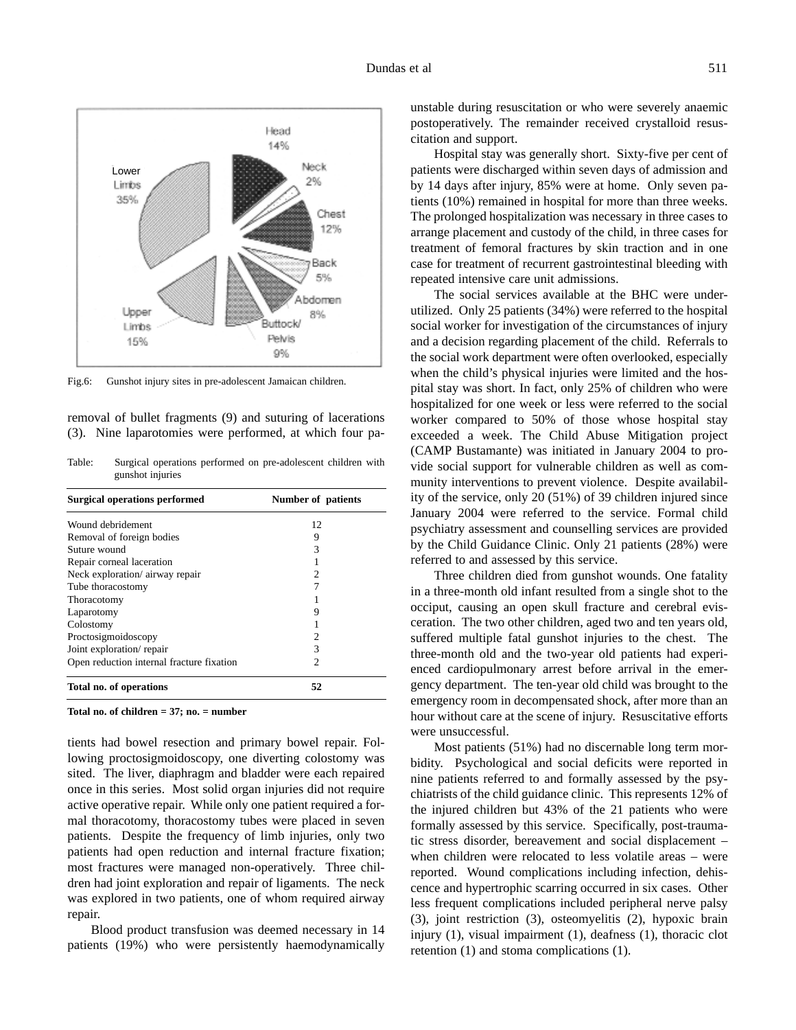Fig.6: Gunshot injury sites in pre-adolescent Jamaican children.

removal of bullet fragments (9) and suturing of lacerations (3). Nine laparotomies were performed, at which four patients had bowel resection and primary bowel repair. Following proctosigmoidoscopy, one diverting colostomy was sited. The liver, diaphragm and bladder were each repaired once in this series. Most solid organ injuries did not require active operative repair. While only one patient required a formal thoracotomy, thoracostomy tubes were placed in seven patients. Despite the frequency of limb injuries, only two patients had open reduction and internal fracture fixation; most fractures were managed non-operatively. Three children had joint exploration and repair of ligaments. The neck was explored in two patients, one of whom required airway repair.

Table: Surgical operations performed on pre-adolescent children with gunshot injuries

| Surgical operations performed | Number of patients |
|---|---|
| Wound debridement | 12 |
| Removal of foreign bodies | 9 |
| Suture wound | 3 |
| Repair corneal laceration | 1 |
| Neck exploration/ airway repair | 2 |
| Tube thoracostomy | 7 |
| Thoracotomy | 1 |
| Laparotomy | 9 |
| Colostomy | 1 |
| Proctosigmoidoscopy | 2 |
| Joint exploration/ repair | 3 |
| Open reduction internal fracture fixation | 2 |
| **Total no. of operations** | **52** |

**Total no. of children = 37; no. = number**

Blood product transfusion was deemed necessary in 14 patients (19%) who were persistently haemodynamically unstable during resuscitation or who were severely anaemic postoperatively. The remainder received crystalloid resuscitation and support.

Hospital stay was generally short. Sixty-five per cent of patients were discharged within seven days of admission and by 14 days after injury, 85% were at home. Only seven patients (10%) remained in hospital for more than three weeks. The prolonged hospitalization was necessary in three cases to arrange placement and custody of the child, in three cases for treatment of femoral fractures by skin traction and in one case for treatment of recurrent gastrointestinal bleeding with repeated intensive care unit admissions.

The social services available at the BHC were underutilized. Only 25 patients (34%) were referred to the hospital social worker for investigation of the circumstances of injury and a decision regarding placement of the child. Referrals to the social work department were often overlooked, especially when the child's physical injuries were limited and the hospital stay was short. In fact, only 25% of children who were hospitalized for one week or less were referred to the social worker compared to 50% of those whose hospital stay exceeded a week. The Child Abuse Mitigation project (CAMP Bustamante) was initiated in January 2004 to provide social support for vulnerable children as well as community interventions to prevent violence. Despite availability of the service, only 20 (51%) of 39 children injured since January 2004 were referred to the service. Formal child psychiatry assessment and counselling services are provided by the Child Guidance Clinic. Only 21 patients (28%) were referred to and assessed by this service.

Three children died from gunshot wounds. One fatality in a three-month old infant resulted from a single shot to the occiput, causing an open skull fracture and cerebral evisceration. The two other children, aged two and ten years old, suffered multiple fatal gunshot injuries to the chest. The three-month old and the two-year old patients had experienced cardiopulmonary arrest before arrival in the emergency department. The ten-year old child was brought to the emergency room in decompensated shock, after more than an hour without care at the scene of injury. Resuscitative efforts were unsuccessful.

Most patients (51%) had no discernable long term morbidity. Psychological and social deficits were reported in nine patients referred to and formally assessed by the psychiatrists of the child guidance clinic. This represents 12% of the injured children but 43% of the 21 patients who were formally assessed by this service. Specifically, post-traumatic stress disorder, bereavement and social displacement – when children were relocated to less volatile areas – were reported. Wound complications including infection, dehiscence and hypertrophic scarring occurred in six cases. Other less frequent complications included peripheral nerve palsy (3), joint restriction (3), osteomyelitis (2), hypoxic brain injury (1), visual impairment (1), deafness (1), thoracic clot retention (1) and stoma complications (1).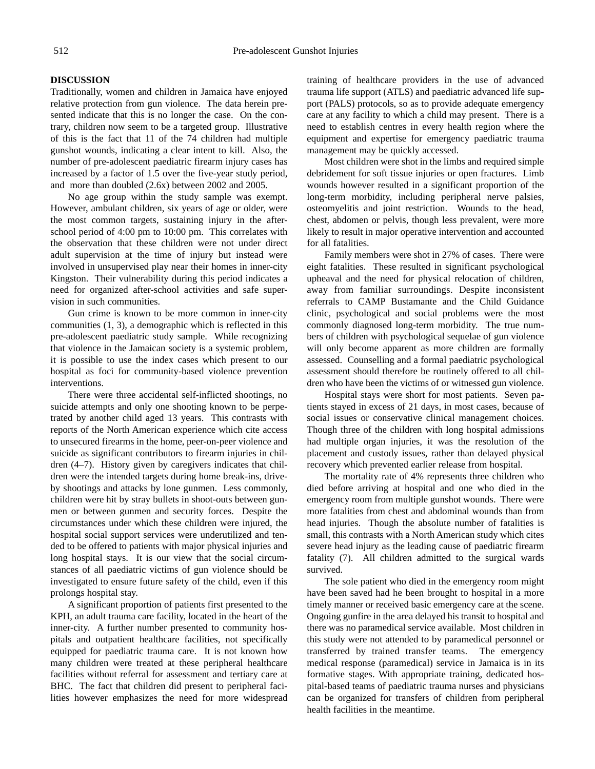## DISCUSSION

Traditionally, women and children in Jamaica have enjoyed relative protection from gun violence. The data herein presented indicate that this is no longer the case. On the contrary, children now seem to be a targeted group. Illustrative of this is the fact that 11 of the 74 children had multiple gunshot wounds, indicating a clear intent to kill. Also, the number of pre-adolescent paediatric firearm injury cases has increased by a factor of 1.5 over the five-year study period, and more than doubled (2.6x) between 2002 and 2005.

No age group within the study sample was exempt. However, ambulant children, six years of age or older, were the most common targets, sustaining injury in the after-school period of 4:00 pm to 10:00 pm. This correlates with the observation that these children were not under direct adult supervision at the time of injury but instead were involved in unsupervised play near their homes in inner-city Kingston. Their vulnerability during this period indicates a need for organized after-school activities and safe supervision in such communities.

Gun crime is known to be more common in inner-city communities (1, 3), a demographic which is reflected in this pre-adolescent paediatric study sample. While recognizing that violence in the Jamaican society is a systemic problem, it is possible to use the index cases which present to our hospital as foci for community-based violence prevention interventions.

There were three accidental self-inflicted shootings, no suicide attempts and only one shooting known to be perpetrated by another child aged 13 years. This contrasts with reports of the North American experience which cite access to unsecured firearms in the home, peer-on-peer violence and suicide as significant contributors to firearm injuries in children (4–7). History given by caregivers indicates that children were the intended targets during home break-ins, drive-by shootings and attacks by lone gunmen. Less commonly, children were hit by stray bullets in shoot-outs between gunmen or between gunmen and security forces. Despite the circumstances under which these children were injured, the hospital social support services were underutilized and tended to be offered to patients with major physical injuries and long hospital stays. It is our view that the social circumstances of all paediatric victims of gun violence should be investigated to ensure future safety of the child, even if this prolongs hospital stay.

A significant proportion of patients first presented to the KPH, an adult trauma care facility, located in the heart of the inner-city. A further number presented to community hospitals and outpatient healthcare facilities, not specifically equipped for paediatric trauma care. It is not known how many children were treated at these peripheral healthcare facilities without referral for assessment and tertiary care at BHC. The fact that children did present to peripheral facilities however emphasizes the need for more widespread training of healthcare providers in the use of advanced trauma life support (ATLS) and paediatric advanced life support (PALS) protocols, so as to provide adequate emergency care at any facility to which a child may present. There is a need to establish centres in every health region where the equipment and expertise for emergency paediatric trauma management may be quickly accessed.

Most children were shot in the limbs and required simple debridement for soft tissue injuries or open fractures. Limb wounds however resulted in a significant proportion of the long-term morbidity, including peripheral nerve palsies, osteomyelitis and joint restriction. Wounds to the head, chest, abdomen or pelvis, though less prevalent, were more likely to result in major operative intervention and accounted for all fatalities.

Family members were shot in 27% of cases. There were eight fatalities. These resulted in significant psychological upheaval and the need for physical relocation of children, away from familiar surroundings. Despite inconsistent referrals to CAMP Bustamante and the Child Guidance clinic, psychological and social problems were the most commonly diagnosed long-term morbidity. The true numbers of children with psychological sequelae of gun violence will only become apparent as more children are formally assessed. Counselling and a formal paediatric psychological assessment should therefore be routinely offered to all children who have been the victims of or witnessed gun violence.

Hospital stays were short for most patients. Seven patients stayed in excess of 21 days, in most cases, because of social issues or conservative clinical management choices. Though three of the children with long hospital admissions had multiple organ injuries, it was the resolution of the placement and custody issues, rather than delayed physical recovery which prevented earlier release from hospital.

The mortality rate of 4% represents three children who died before arriving at hospital and one who died in the emergency room from multiple gunshot wounds. There were more fatalities from chest and abdominal wounds than from head injuries. Though the absolute number of fatalities is small, this contrasts with a North American study which cites severe head injury as the leading cause of paediatric firearm fatality (7). All children admitted to the surgical wards survived.

The sole patient who died in the emergency room might have been saved had he been brought to hospital in a more timely manner or received basic emergency care at the scene. Ongoing gunfire in the area delayed his transit to hospital and there was no paramedical service available. Most children in this study were not attended to by paramedical personnel or transferred by trained transfer teams. The emergency medical response (paramedical) service in Jamaica is in its formative stages. With appropriate training, dedicated hospital-based teams of paediatric trauma nurses and physicians can be organized for transfers of children from peripheral health facilities in the meantime.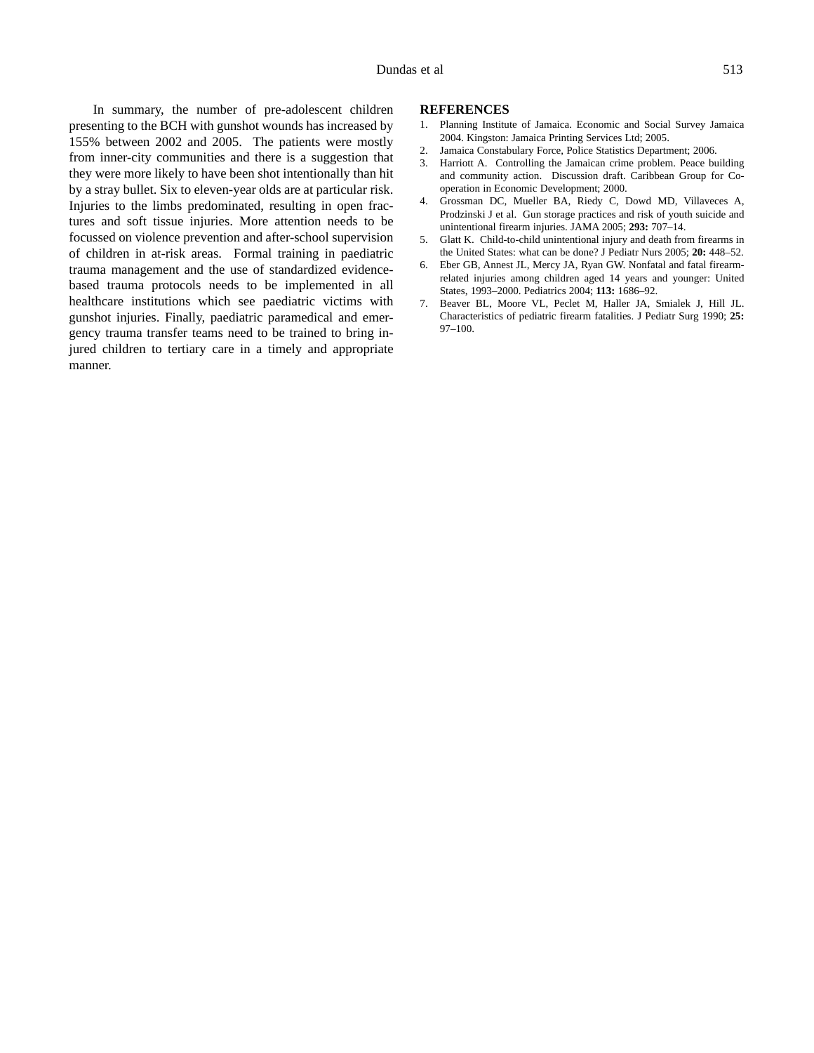In summary, the number of pre-adolescent children presenting to the BCH with gunshot wounds has increased by 155% between 2002 and 2005. The patients were mostly from inner-city communities and there is a suggestion that they were more likely to have been shot intentionally than hit by a stray bullet. Six to eleven-year olds are at particular risk. Injuries to the limbs predominated, resulting in open fractures and soft tissue injuries. More attention needs to be focussed on violence prevention and after-school supervision of children in at-risk areas. Formal training in paediatric trauma management and the use of standardized evidence-based trauma protocols needs to be implemented in all healthcare institutions which see paediatric victims with gunshot injuries. Finally, paediatric paramedical and emergency trauma transfer teams need to be trained to bring injured children to tertiary care in a timely and appropriate manner.

## REFERENCES

1. Planning Institute of Jamaica. Economic and Social Survey Jamaica 2004. Kingston: Jamaica Printing Services Ltd; 2005.
2. Jamaica Constabulary Force, Police Statistics Department; 2006.
3. Harriott A. Controlling the Jamaican crime problem. Peace building and community action. Discussion draft. Caribbean Group for Co-operation in Economic Development; 2000.
4. Grossman DC, Mueller BA, Riedy C, Dowd MD, Villaveces A, Prodzinski J et al. Gun storage practices and risk of youth suicide and unintentional firearm injuries. JAMA 2005; **293:** 707–14.
5. Glatt K. Child-to-child unintentional injury and death from firearms in the United States: what can be done? J Pediatr Nurs 2005; **20:** 448–52.
6. Eber GB, Annest JL, Mercy JA, Ryan GW. Nonfatal and fatal firearm-related injuries among children aged 14 years and younger: United States, 1993–2000. Pediatrics 2004; **113:** 1686–92.
7. Beaver BL, Moore VL, Peclet M, Haller JA, Smialek J, Hill JL. Characteristics of pediatric firearm fatalities. J Pediatr Surg 1990; **25:** 97–100.